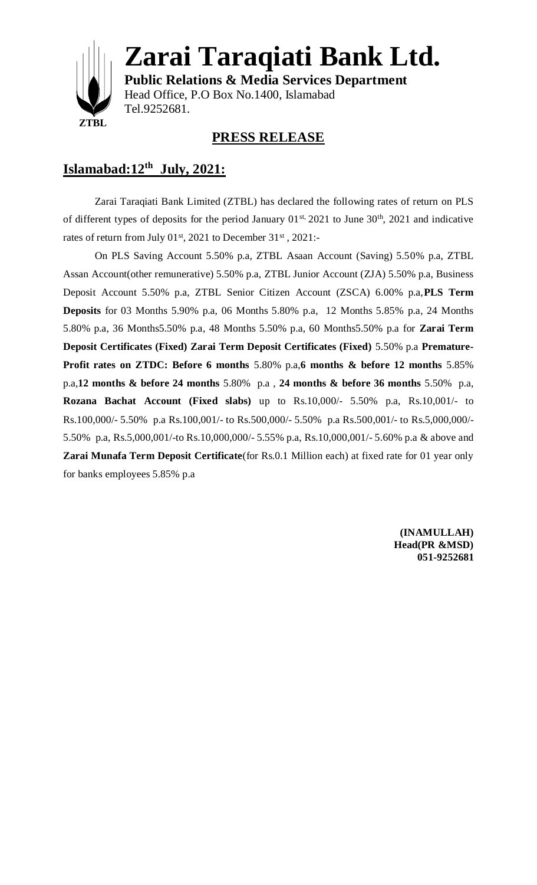# Zarai Taraqiati Bank Ltd.

**Public Relations & Media Services Department**
Head Office, P.O Box No.1400, Islamabad
Tel.9252681.

ZTBL

## PRESS RELEASE

## Islamabad:12th July, 2021:

Zarai Taraqiati Bank Limited (ZTBL) has declared the following rates of return on PLS of different types of deposits for the period January 01st, 2021 to June 30th, 2021 and indicative rates of return from July 01st, 2021 to December 31st , 2021:-

On PLS Saving Account 5.50% p.a, ZTBL Asaan Account (Saving) 5.50% p.a, ZTBL Assan Account(other remunerative) 5.50% p.a, ZTBL Junior Account (ZJA) 5.50% p.a, Business Deposit Account 5.50% p.a, ZTBL Senior Citizen Account (ZSCA) 6.00% p.a,**PLS Term Deposits** for 03 Months 5.90% p.a, 06 Months 5.80% p.a, 12 Months 5.85% p.a, 24 Months 5.80% p.a, 36 Months5.50% p.a, 48 Months 5.50% p.a, 60 Months5.50% p.a for **Zarai Term Deposit Certificates (Fixed) Zarai Term Deposit Certificates (Fixed)** 5.50% p.a **Premature-Profit rates on ZTDC: Before 6 months** 5.80% p.a,**6 months & before 12 months** 5.85% p.a,**12 months & before 24 months** 5.80% p.a , **24 months & before 36 months** 5.50% p.a, **Rozana Bachat Account (Fixed slabs)** up to Rs.10,000/- 5.50% p.a, Rs.10,001/- to Rs.100,000/- 5.50% p.a Rs.100,001/- to Rs.500,000/- 5.50% p.a Rs.500,001/- to Rs.5,000,000/- 5.50% p.a, Rs.5,000,001/-to Rs.10,000,000/- 5.55% p.a, Rs.10,000,001/- 5.60% p.a & above and **Zarai Munafa Term Deposit Certificate**(for Rs.0.1 Million each) at fixed rate for 01 year only for banks employees 5.85% p.a

**(INAMULLAH)**
**Head(PR &MSD)**
**051-9252681**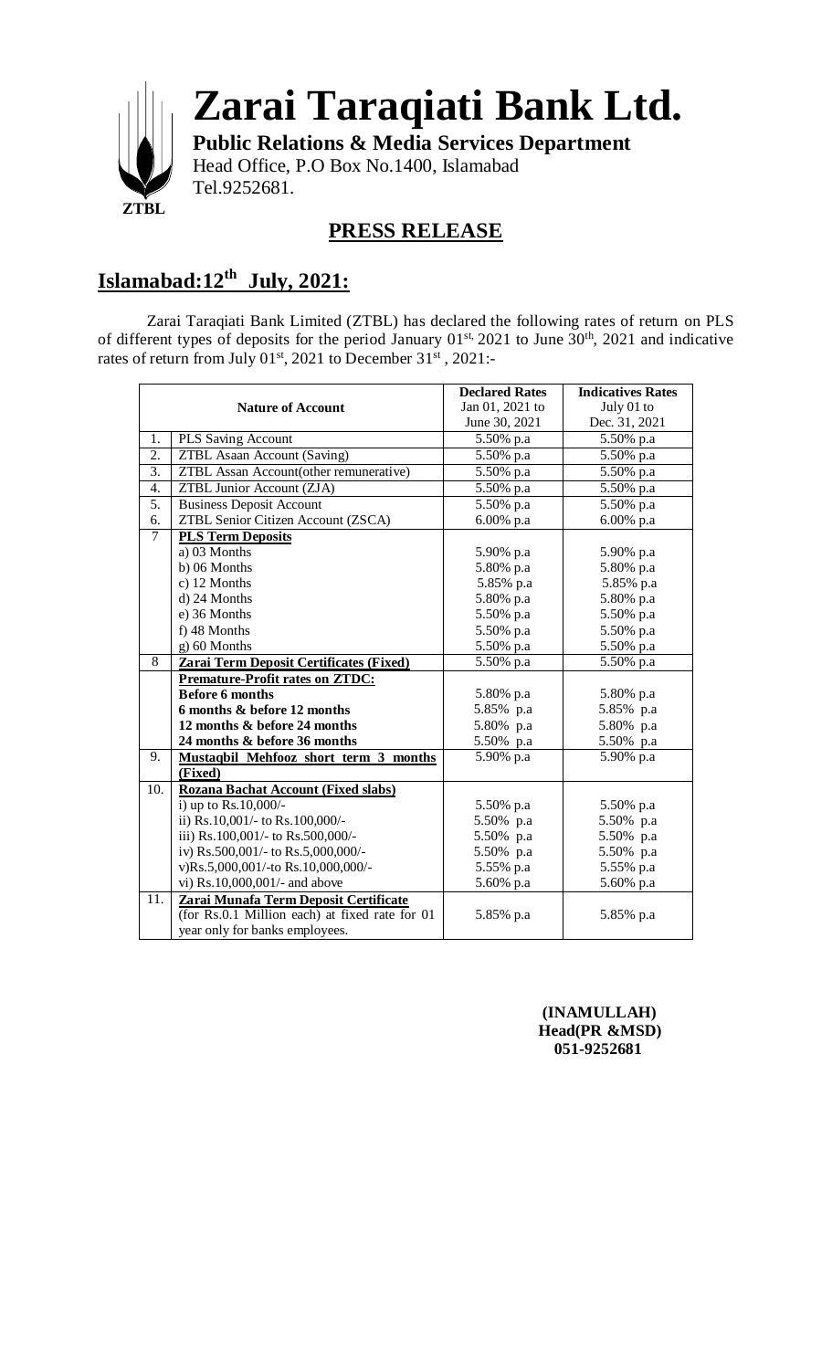# Zarai Taraqiati Bank Ltd.

**Public Relations & Media Services Department**

Head Office, P.O Box No.1400, Islamabad

Tel.9252681.

ZTBL

## PRESS RELEASE

## Islamabad:12th July, 2021:

Zarai Taraqiati Bank Limited (ZTBL) has declared the following rates of return on PLS of different types of deposits for the period January 01st, 2021 to June 30th, 2021 and indicative rates of return from July 01st, 2021 to December 31st, 2021:-

| | Nature of Account | Declared Rates Jan 01, 2021 to June 30, 2021 | Indicatives Rates July 01 to Dec. 31, 2021 |
|---|---|---|---|
| 1. | PLS Saving Account | 5.50% p.a | 5.50% p.a |
| 2. | ZTBL Asaan Account (Saving) | 5.50% p.a | 5.50% p.a |
| 3. | ZTBL Assan Account(other remunerative) | 5.50% p.a | 5.50% p.a |
| 4. | ZTBL Junior Account (ZJA) | 5.50% p.a | 5.50% p.a |
| 5. | Business Deposit Account | 5.50% p.a | 5.50% p.a |
| 6. | ZTBL Senior Citizen Account (ZSCA) | 6.00% p.a | 6.00% p.a |
| 7 | **PLS Term Deposits** | | |
| | a) 03 Months | 5.90% p.a | 5.90% p.a |
| | b) 06 Months | 5.80% p.a | 5.80% p.a |
| | c) 12 Months | 5.85% p.a | 5.85% p.a |
| | d) 24 Months | 5.80% p.a | 5.80% p.a |
| | e) 36 Months | 5.50% p.a | 5.50% p.a |
| | f) 48 Months | 5.50% p.a | 5.50% p.a |
| | g) 60 Months | 5.50% p.a | 5.50% p.a |
| 8 | **Zarai Term Deposit Certificates (Fixed)** | 5.50% p.a | 5.50% p.a |
| | **Premature-Profit rates on ZTDC:** | | |
| | **Before 6 months** | 5.80% p.a | 5.80% p.a |
| | **6 months & before 12 months** | 5.85% p.a | 5.85% p.a |
| | **12 months & before 24 months** | 5.80% p.a | 5.80% p.a |
| | **24 months & before 36 months** | 5.50% p.a | 5.50% p.a |
| 9. | **Mustaqbil Mehfooz short term 3 months (Fixed)** | 5.90% p.a | 5.90% p.a |
| 10. | **Rozana Bachat Account (Fixed slabs)** | | |
| | i) up to Rs.10,000/- | 5.50% p.a | 5.50% p.a |
| | ii) Rs.10,001/- to Rs.100,000/- | 5.50% p.a | 5.50% p.a |
| | iii) Rs.100,001/- to Rs.500,000/- | 5.50% p.a | 5.50% p.a |
| | iv) Rs.500,001/- to Rs.5,000,000/- | 5.50% p.a | 5.50% p.a |
| | v)Rs.5,000,001/-to Rs.10,000,000/- | 5.55% p.a | 5.55% p.a |
| | vi) Rs.10,000,001/- and above | 5.60% p.a | 5.60% p.a |
| 11. | **Zarai Munafa Term Deposit Certificate** (for Rs.0.1 Million each) at fixed rate for 01 year only for banks employees. | 5.85% p.a | 5.85% p.a |

**(INAMULLAH)**
**Head(PR &MSD)**
**051-9252681**